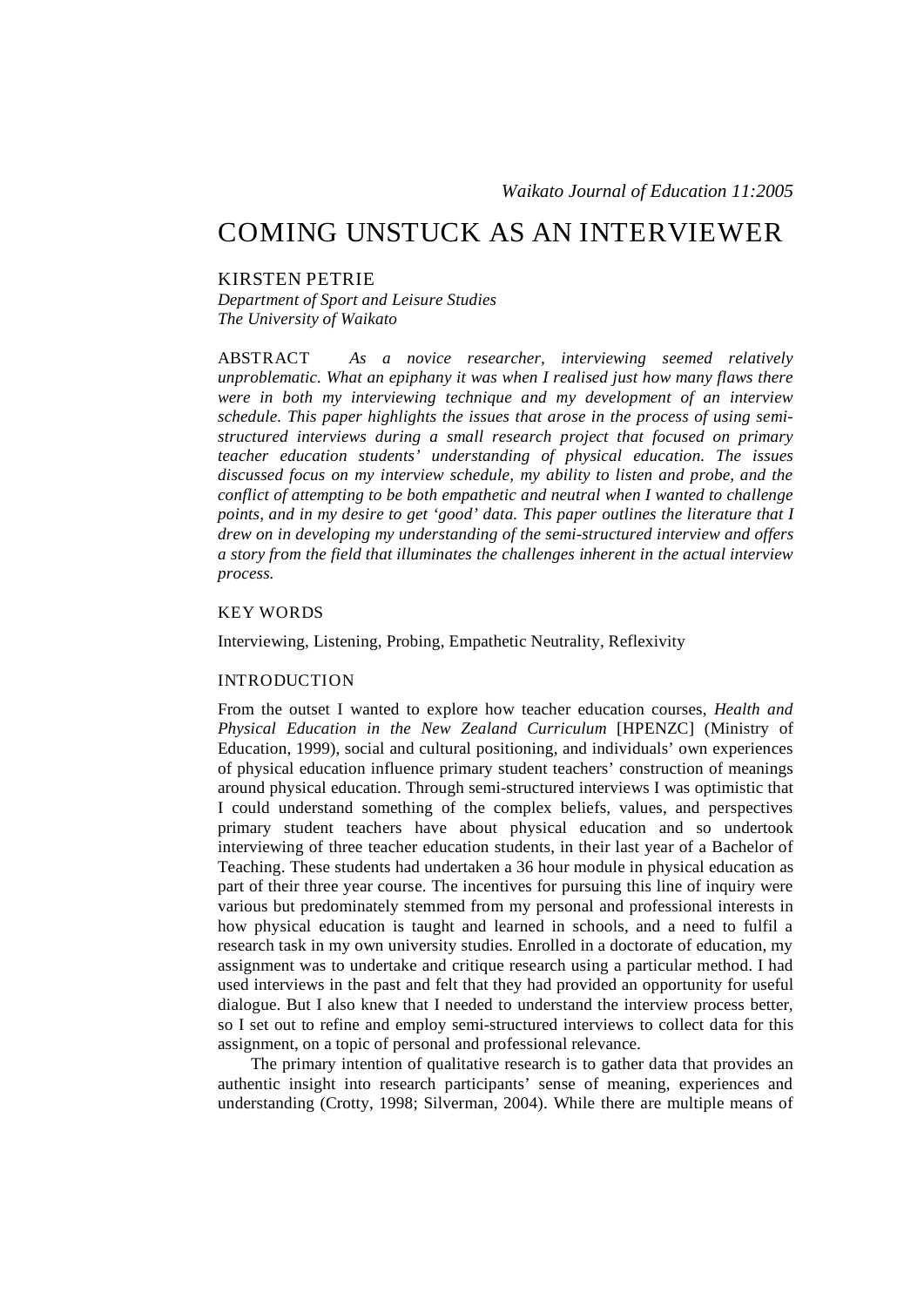# COMING UNSTUCK AS AN INTERVIEWER

KIRSTEN PETRIE

*Department of Sport and Leisure Studies*
*The University of Waikato*

ABSTRACT *As a novice researcher, interviewing seemed relatively unproblematic. What an epiphany it was when I realised just how many flaws there were in both my interviewing technique and my development of an interview schedule. This paper highlights the issues that arose in the process of using semi-structured interviews during a small research project that focused on primary teacher education students' understanding of physical education. The issues discussed focus on my interview schedule, my ability to listen and probe, and the conflict of attempting to be both empathetic and neutral when I wanted to challenge points, and in my desire to get 'good' data. This paper outlines the literature that I drew on in developing my understanding of the semi-structured interview and offers a story from the field that illuminates the challenges inherent in the actual interview process.*

## KEY WORDS

Interviewing, Listening, Probing, Empathetic Neutrality, Reflexivity

## INTRODUCTION

From the outset I wanted to explore how teacher education courses, *Health and Physical Education in the New Zealand Curriculum* [HPENZC] (Ministry of Education, 1999), social and cultural positioning, and individuals' own experiences of physical education influence primary student teachers' construction of meanings around physical education. Through semi-structured interviews I was optimistic that I could understand something of the complex beliefs, values, and perspectives primary student teachers have about physical education and so undertook interviewing of three teacher education students, in their last year of a Bachelor of Teaching. These students had undertaken a 36 hour module in physical education as part of their three year course. The incentives for pursuing this line of inquiry were various but predominately stemmed from my personal and professional interests in how physical education is taught and learned in schools, and a need to fulfil a research task in my own university studies. Enrolled in a doctorate of education, my assignment was to undertake and critique research using a particular method. I had used interviews in the past and felt that they had provided an opportunity for useful dialogue. But I also knew that I needed to understand the interview process better, so I set out to refine and employ semi-structured interviews to collect data for this assignment, on a topic of personal and professional relevance.

The primary intention of qualitative research is to gather data that provides an authentic insight into research participants' sense of meaning, experiences and understanding (Crotty, 1998; Silverman, 2004). While there are multiple means of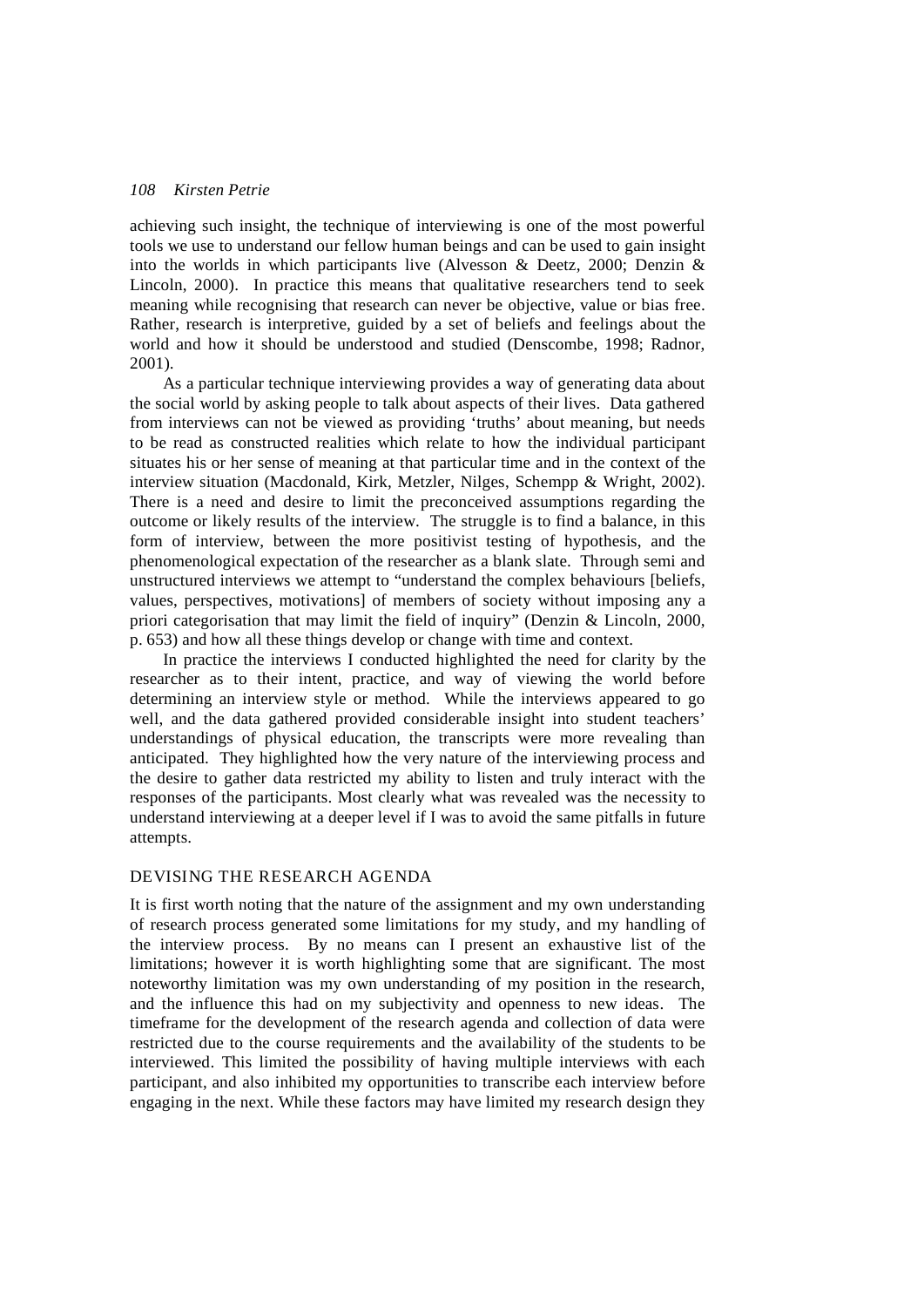achieving such insight, the technique of interviewing is one of the most powerful tools we use to understand our fellow human beings and can be used to gain insight into the worlds in which participants live (Alvesson & Deetz, 2000; Denzin & Lincoln, 2000). In practice this means that qualitative researchers tend to seek meaning while recognising that research can never be objective, value or bias free. Rather, research is interpretive, guided by a set of beliefs and feelings about the world and how it should be understood and studied (Denscombe, 1998; Radnor, 2001).

As a particular technique interviewing provides a way of generating data about the social world by asking people to talk about aspects of their lives. Data gathered from interviews can not be viewed as providing 'truths' about meaning, but needs to be read as constructed realities which relate to how the individual participant situates his or her sense of meaning at that particular time and in the context of the interview situation (Macdonald, Kirk, Metzler, Nilges, Schempp & Wright, 2002). There is a need and desire to limit the preconceived assumptions regarding the outcome or likely results of the interview. The struggle is to find a balance, in this form of interview, between the more positivist testing of hypothesis, and the phenomenological expectation of the researcher as a blank slate. Through semi and unstructured interviews we attempt to "understand the complex behaviours [beliefs, values, perspectives, motivations] of members of society without imposing any a priori categorisation that may limit the field of inquiry" (Denzin & Lincoln, 2000, p. 653) and how all these things develop or change with time and context.

In practice the interviews I conducted highlighted the need for clarity by the researcher as to their intent, practice, and way of viewing the world before determining an interview style or method. While the interviews appeared to go well, and the data gathered provided considerable insight into student teachers' understandings of physical education, the transcripts were more revealing than anticipated. They highlighted how the very nature of the interviewing process and the desire to gather data restricted my ability to listen and truly interact with the responses of the participants. Most clearly what was revealed was the necessity to understand interviewing at a deeper level if I was to avoid the same pitfalls in future attempts.

## DEVISING THE RESEARCH AGENDA

It is first worth noting that the nature of the assignment and my own understanding of research process generated some limitations for my study, and my handling of the interview process. By no means can I present an exhaustive list of the limitations; however it is worth highlighting some that are significant. The most noteworthy limitation was my own understanding of my position in the research, and the influence this had on my subjectivity and openness to new ideas. The timeframe for the development of the research agenda and collection of data were restricted due to the course requirements and the availability of the students to be interviewed. This limited the possibility of having multiple interviews with each participant, and also inhibited my opportunities to transcribe each interview before engaging in the next. While these factors may have limited my research design they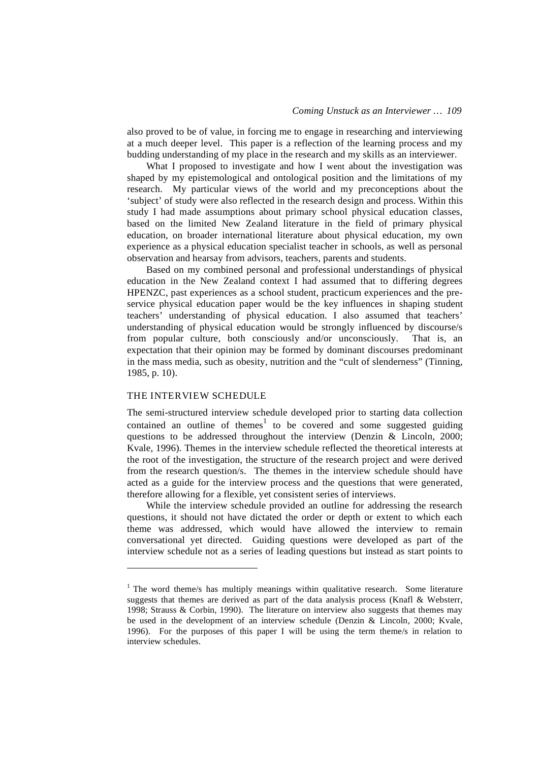also proved to be of value, in forcing me to engage in researching and interviewing at a much deeper level. This paper is a reflection of the learning process and my budding understanding of my place in the research and my skills as an interviewer.

What I proposed to investigate and how I went about the investigation was shaped by my epistemological and ontological position and the limitations of my research. My particular views of the world and my preconceptions about the 'subject' of study were also reflected in the research design and process. Within this study I had made assumptions about primary school physical education classes, based on the limited New Zealand literature in the field of primary physical education, on broader international literature about physical education, my own experience as a physical education specialist teacher in schools, as well as personal observation and hearsay from advisors, teachers, parents and students.

Based on my combined personal and professional understandings of physical education in the New Zealand context I had assumed that to differing degrees HPENZC, past experiences as a school student, practicum experiences and the pre-service physical education paper would be the key influences in shaping student teachers' understanding of physical education. I also assumed that teachers' understanding of physical education would be strongly influenced by discourse/s from popular culture, both consciously and/or unconsciously. That is, an expectation that their opinion may be formed by dominant discourses predominant in the mass media, such as obesity, nutrition and the "cult of slenderness" (Tinning, 1985, p. 10).

## THE INTERVIEW SCHEDULE

The semi-structured interview schedule developed prior to starting data collection contained an outline of themes[1] to be covered and some suggested guiding questions to be addressed throughout the interview (Denzin & Lincoln, 2000; Kvale, 1996). Themes in the interview schedule reflected the theoretical interests at the root of the investigation, the structure of the research project and were derived from the research question/s. The themes in the interview schedule should have acted as a guide for the interview process and the questions that were generated, therefore allowing for a flexible, yet consistent series of interviews.

While the interview schedule provided an outline for addressing the research questions, it should not have dictated the order or depth or extent to which each theme was addressed, which would have allowed the interview to remain conversational yet directed. Guiding questions were developed as part of the interview schedule not as a series of leading questions but instead as start points to

---

[1] The word theme/s has multiply meanings within qualitative research. Some literature suggests that themes are derived as part of the data analysis process (Knafl & Websterr, 1998; Strauss & Corbin, 1990). The literature on interview also suggests that themes may be used in the development of an interview schedule (Denzin & Lincoln, 2000; Kvale, 1996). For the purposes of this paper I will be using the term theme/s in relation to interview schedules.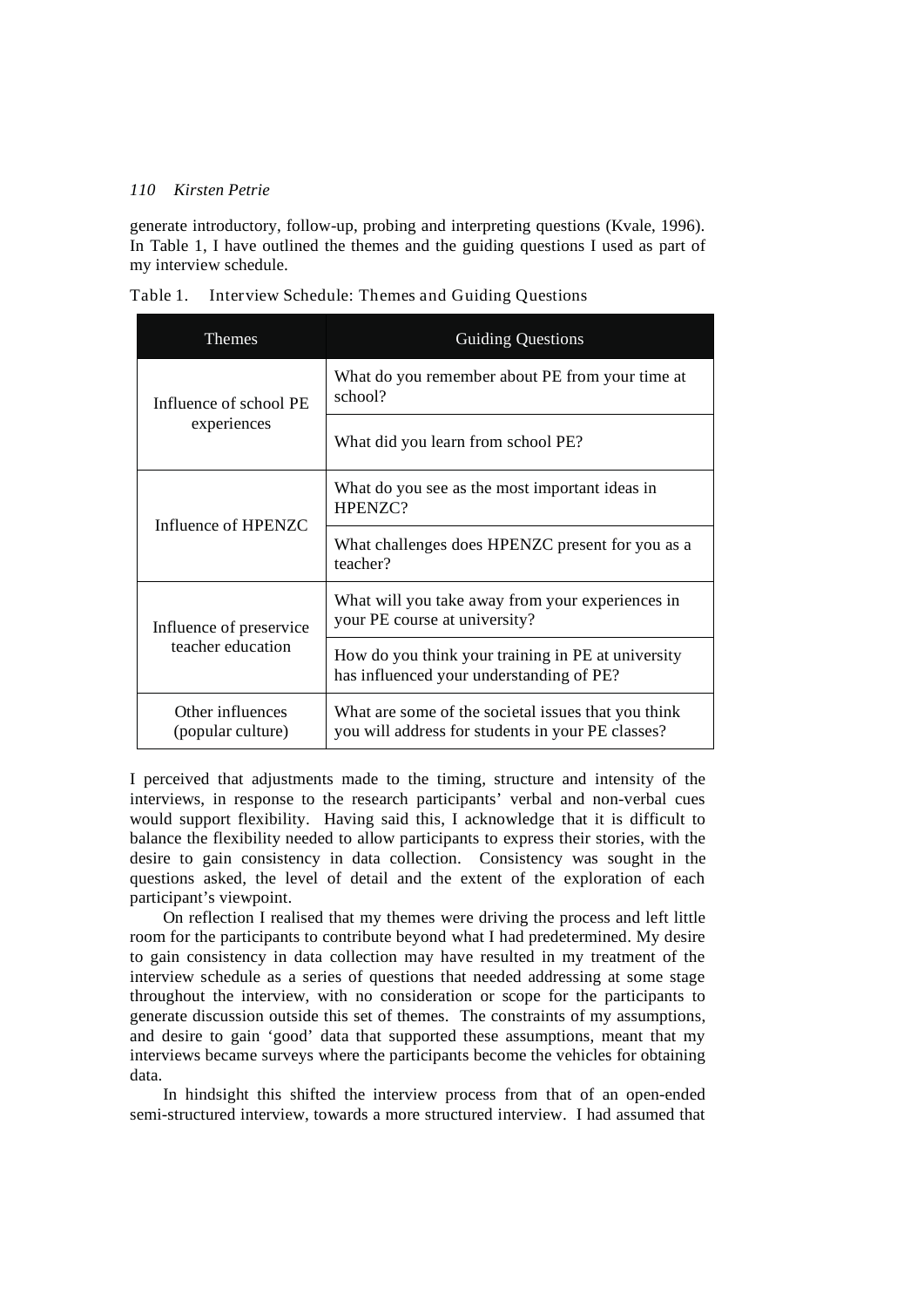generate introductory, follow-up, probing and interpreting questions (Kvale, 1996). In Table 1, I have outlined the themes and the guiding questions I used as part of my interview schedule.

Table 1. Interview Schedule: Themes and Guiding Questions

| Themes | Guiding Questions |
| --- | --- |
| Influence of school PE experiences | What do you remember about PE from your time at school? |
| | What did you learn from school PE? |
| Influence of HPENZC | What do you see as the most important ideas in HPENZC? |
| | What challenges does HPENZC present for you as a teacher? |
| Influence of preservice teacher education | What will you take away from your experiences in your PE course at university? |
| | How do you think your training in PE at university has influenced your understanding of PE? |
| Other influences (popular culture) | What are some of the societal issues that you think you will address for students in your PE classes? |

I perceived that adjustments made to the timing, structure and intensity of the interviews, in response to the research participants' verbal and non-verbal cues would support flexibility. Having said this, I acknowledge that it is difficult to balance the flexibility needed to allow participants to express their stories, with the desire to gain consistency in data collection. Consistency was sought in the questions asked, the level of detail and the extent of the exploration of each participant's viewpoint.

On reflection I realised that my themes were driving the process and left little room for the participants to contribute beyond what I had predetermined. My desire to gain consistency in data collection may have resulted in my treatment of the interview schedule as a series of questions that needed addressing at some stage throughout the interview, with no consideration or scope for the participants to generate discussion outside this set of themes. The constraints of my assumptions, and desire to gain 'good' data that supported these assumptions, meant that my interviews became surveys where the participants become the vehicles for obtaining data.

In hindsight this shifted the interview process from that of an open-ended semi-structured interview, towards a more structured interview. I had assumed that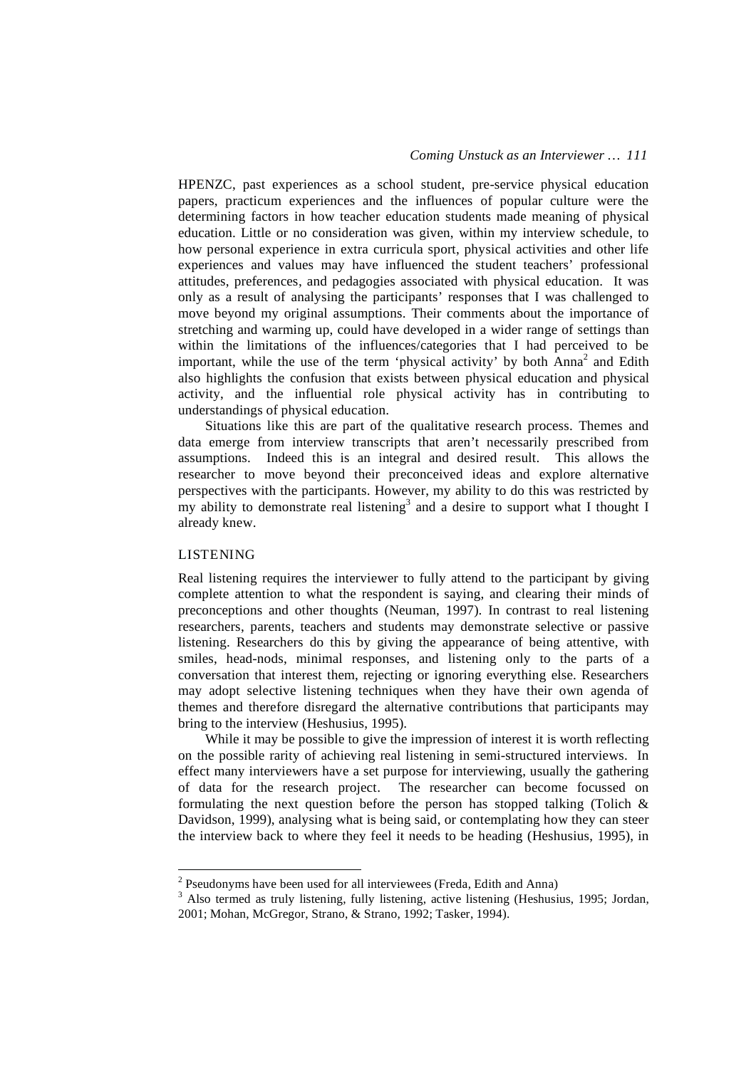HPENZC, past experiences as a school student, pre-service physical education papers, practicum experiences and the influences of popular culture were the determining factors in how teacher education students made meaning of physical education. Little or no consideration was given, within my interview schedule, to how personal experience in extra curricula sport, physical activities and other life experiences and values may have influenced the student teachers' professional attitudes, preferences, and pedagogies associated with physical education. It was only as a result of analysing the participants' responses that I was challenged to move beyond my original assumptions. Their comments about the importance of stretching and warming up, could have developed in a wider range of settings than within the limitations of the influences/categories that I had perceived to be important, while the use of the term 'physical activity' by both Anna[2] and Edith also highlights the confusion that exists between physical education and physical activity, and the influential role physical activity has in contributing to understandings of physical education.

Situations like this are part of the qualitative research process. Themes and data emerge from interview transcripts that aren't necessarily prescribed from assumptions. Indeed this is an integral and desired result. This allows the researcher to move beyond their preconceived ideas and explore alternative perspectives with the participants. However, my ability to do this was restricted by my ability to demonstrate real listening[3] and a desire to support what I thought I already knew.

## LISTENING

Real listening requires the interviewer to fully attend to the participant by giving complete attention to what the respondent is saying, and clearing their minds of preconceptions and other thoughts (Neuman, 1997). In contrast to real listening researchers, parents, teachers and students may demonstrate selective or passive listening. Researchers do this by giving the appearance of being attentive, with smiles, head-nods, minimal responses, and listening only to the parts of a conversation that interest them, rejecting or ignoring everything else. Researchers may adopt selective listening techniques when they have their own agenda of themes and therefore disregard the alternative contributions that participants may bring to the interview (Heshusius, 1995).

While it may be possible to give the impression of interest it is worth reflecting on the possible rarity of achieving real listening in semi-structured interviews. In effect many interviewers have a set purpose for interviewing, usually the gathering of data for the research project. The researcher can become focussed on formulating the next question before the person has stopped talking (Tolich & Davidson, 1999), analysing what is being said, or contemplating how they can steer the interview back to where they feel it needs to be heading (Heshusius, 1995), in

---

[2] Pseudonyms have been used for all interviewees (Freda, Edith and Anna)

[3] Also termed as truly listening, fully listening, active listening (Heshusius, 1995; Jordan, 2001; Mohan, McGregor, Strano, & Strano, 1992; Tasker, 1994).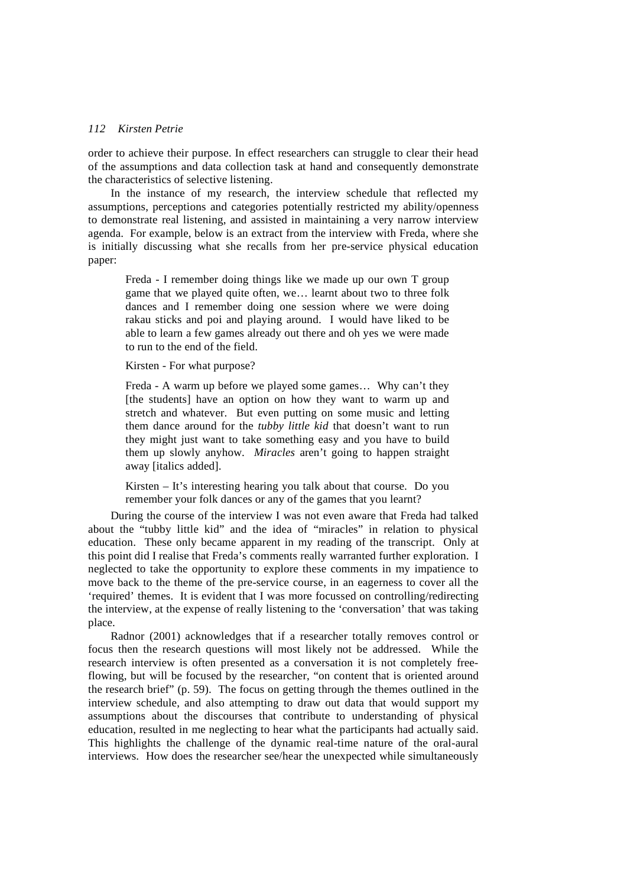order to achieve their purpose. In effect researchers can struggle to clear their head of the assumptions and data collection task at hand and consequently demonstrate the characteristics of selective listening.

In the instance of my research, the interview schedule that reflected my assumptions, perceptions and categories potentially restricted my ability/openness to demonstrate real listening, and assisted in maintaining a very narrow interview agenda. For example, below is an extract from the interview with Freda, where she is initially discussing what she recalls from her pre-service physical education paper:

> Freda - I remember doing things like we made up our own T group game that we played quite often, we… learnt about two to three folk dances and I remember doing one session where we were doing rakau sticks and poi and playing around. I would have liked to be able to learn a few games already out there and oh yes we were made to run to the end of the field.
>
> Kirsten - For what purpose?
>
> Freda - A warm up before we played some games… Why can't they [the students] have an option on how they want to warm up and stretch and whatever. But even putting on some music and letting them dance around for the *tubby little kid* that doesn't want to run they might just want to take something easy and you have to build them up slowly anyhow. *Miracles* aren't going to happen straight away [italics added].
>
> Kirsten – It's interesting hearing you talk about that course. Do you remember your folk dances or any of the games that you learnt?

During the course of the interview I was not even aware that Freda had talked about the "tubby little kid" and the idea of "miracles" in relation to physical education. These only became apparent in my reading of the transcript. Only at this point did I realise that Freda's comments really warranted further exploration. I neglected to take the opportunity to explore these comments in my impatience to move back to the theme of the pre-service course, in an eagerness to cover all the 'required' themes. It is evident that I was more focussed on controlling/redirecting the interview, at the expense of really listening to the 'conversation' that was taking place.

Radnor (2001) acknowledges that if a researcher totally removes control or focus then the research questions will most likely not be addressed. While the research interview is often presented as a conversation it is not completely free-flowing, but will be focused by the researcher, "on content that is oriented around the research brief" (p. 59). The focus on getting through the themes outlined in the interview schedule, and also attempting to draw out data that would support my assumptions about the discourses that contribute to understanding of physical education, resulted in me neglecting to hear what the participants had actually said. This highlights the challenge of the dynamic real-time nature of the oral-aural interviews. How does the researcher see/hear the unexpected while simultaneously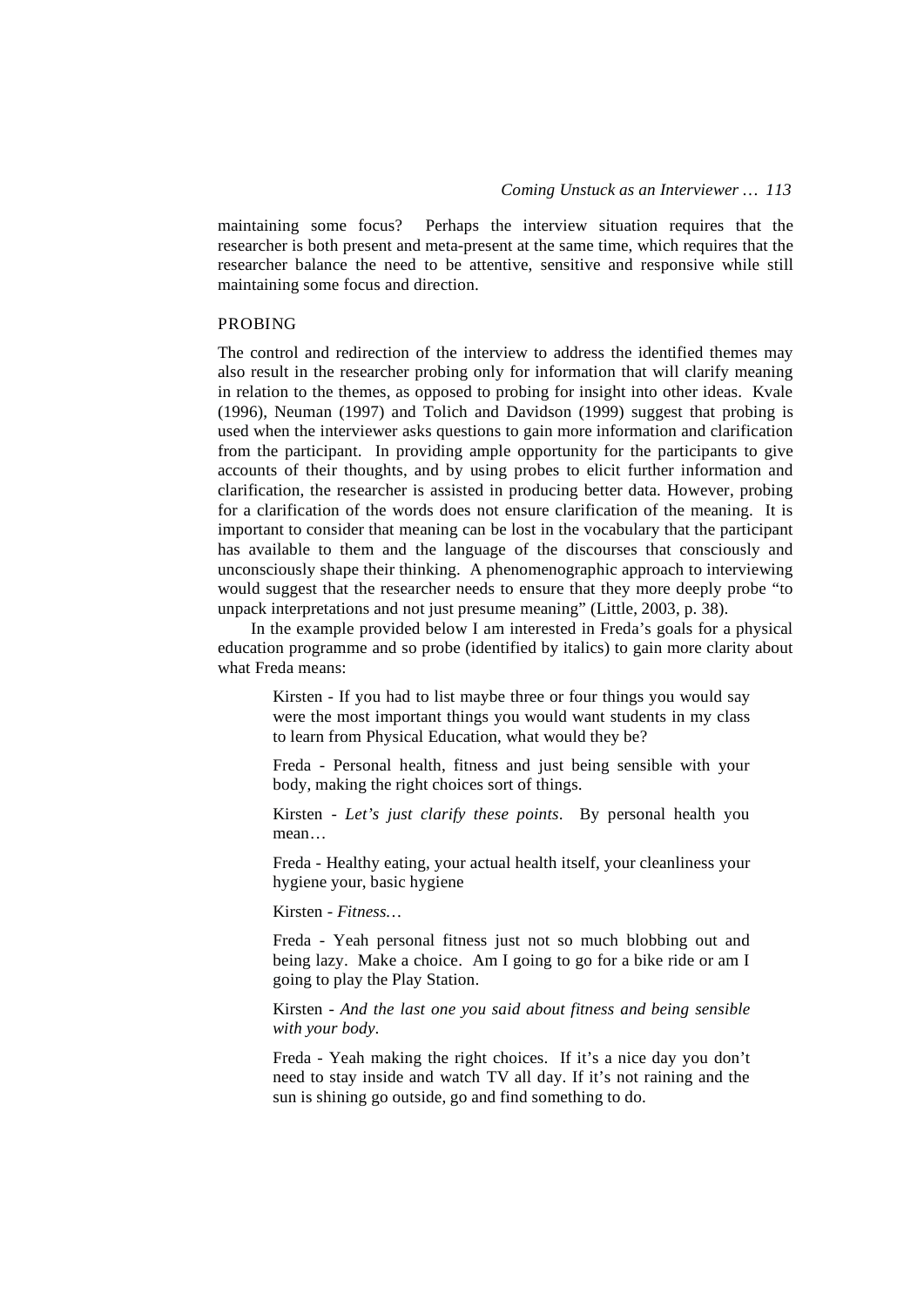maintaining some focus? Perhaps the interview situation requires that the researcher is both present and meta-present at the same time, which requires that the researcher balance the need to be attentive, sensitive and responsive while still maintaining some focus and direction.

## PROBING

The control and redirection of the interview to address the identified themes may also result in the researcher probing only for information that will clarify meaning in relation to the themes, as opposed to probing for insight into other ideas. Kvale (1996), Neuman (1997) and Tolich and Davidson (1999) suggest that probing is used when the interviewer asks questions to gain more information and clarification from the participant. In providing ample opportunity for the participants to give accounts of their thoughts, and by using probes to elicit further information and clarification, the researcher is assisted in producing better data. However, probing for a clarification of the words does not ensure clarification of the meaning. It is important to consider that meaning can be lost in the vocabulary that the participant has available to them and the language of the discourses that consciously and unconsciously shape their thinking. A phenomenographic approach to interviewing would suggest that the researcher needs to ensure that they more deeply probe "to unpack interpretations and not just presume meaning" (Little, 2003, p. 38).

In the example provided below I am interested in Freda's goals for a physical education programme and so probe (identified by italics) to gain more clarity about what Freda means:

> Kirsten - If you had to list maybe three or four things you would say were the most important things you would want students in my class to learn from Physical Education, what would they be?
>
> Freda - Personal health, fitness and just being sensible with your body, making the right choices sort of things.
>
> Kirsten - *Let's just clarify these points*. By personal health you mean…
>
> Freda - Healthy eating, your actual health itself, your cleanliness your hygiene your, basic hygiene
>
> Kirsten - *Fitness…*
>
> Freda - Yeah personal fitness just not so much blobbing out and being lazy. Make a choice. Am I going to go for a bike ride or am I going to play the Play Station.
>
> Kirsten - *And the last one you said about fitness and being sensible with your body*.
>
> Freda - Yeah making the right choices. If it's a nice day you don't need to stay inside and watch TV all day. If it's not raining and the sun is shining go outside, go and find something to do.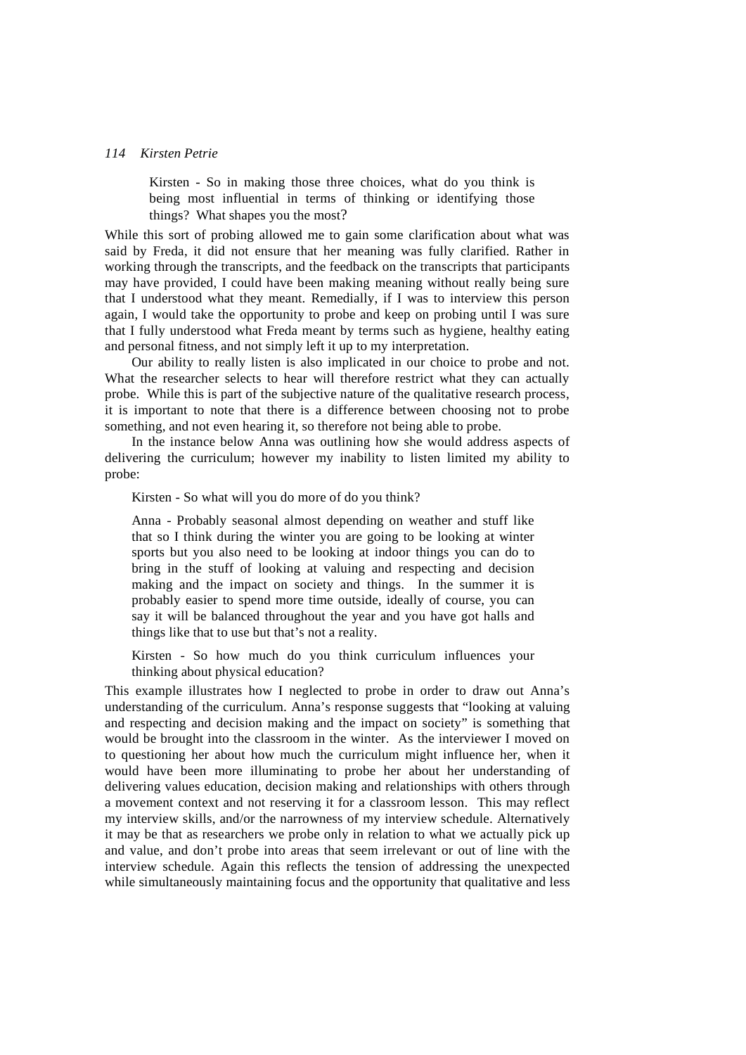> Kirsten - So in making those three choices, what do you think is being most influential in terms of thinking or identifying those things? What shapes you the most?

While this sort of probing allowed me to gain some clarification about what was said by Freda, it did not ensure that her meaning was fully clarified. Rather in working through the transcripts, and the feedback on the transcripts that participants may have provided, I could have been making meaning without really being sure that I understood what they meant. Remedially, if I was to interview this person again, I would take the opportunity to probe and keep on probing until I was sure that I fully understood what Freda meant by terms such as hygiene, healthy eating and personal fitness, and not simply left it up to my interpretation.

Our ability to really listen is also implicated in our choice to probe and not. What the researcher selects to hear will therefore restrict what they can actually probe. While this is part of the subjective nature of the qualitative research process, it is important to note that there is a difference between choosing not to probe something, and not even hearing it, so therefore not being able to probe.

In the instance below Anna was outlining how she would address aspects of delivering the curriculum; however my inability to listen limited my ability to probe:

> Kirsten - So what will you do more of do you think?
>
> Anna - Probably seasonal almost depending on weather and stuff like that so I think during the winter you are going to be looking at winter sports but you also need to be looking at indoor things you can do to bring in the stuff of looking at valuing and respecting and decision making and the impact on society and things. In the summer it is probably easier to spend more time outside, ideally of course, you can say it will be balanced throughout the year and you have got halls and things like that to use but that's not a reality.
>
> Kirsten - So how much do you think curriculum influences your thinking about physical education?

This example illustrates how I neglected to probe in order to draw out Anna's understanding of the curriculum. Anna's response suggests that "looking at valuing and respecting and decision making and the impact on society" is something that would be brought into the classroom in the winter. As the interviewer I moved on to questioning her about how much the curriculum might influence her, when it would have been more illuminating to probe her about her understanding of delivering values education, decision making and relationships with others through a movement context and not reserving it for a classroom lesson. This may reflect my interview skills, and/or the narrowness of my interview schedule. Alternatively it may be that as researchers we probe only in relation to what we actually pick up and value, and don't probe into areas that seem irrelevant or out of line with the interview schedule. Again this reflects the tension of addressing the unexpected while simultaneously maintaining focus and the opportunity that qualitative and less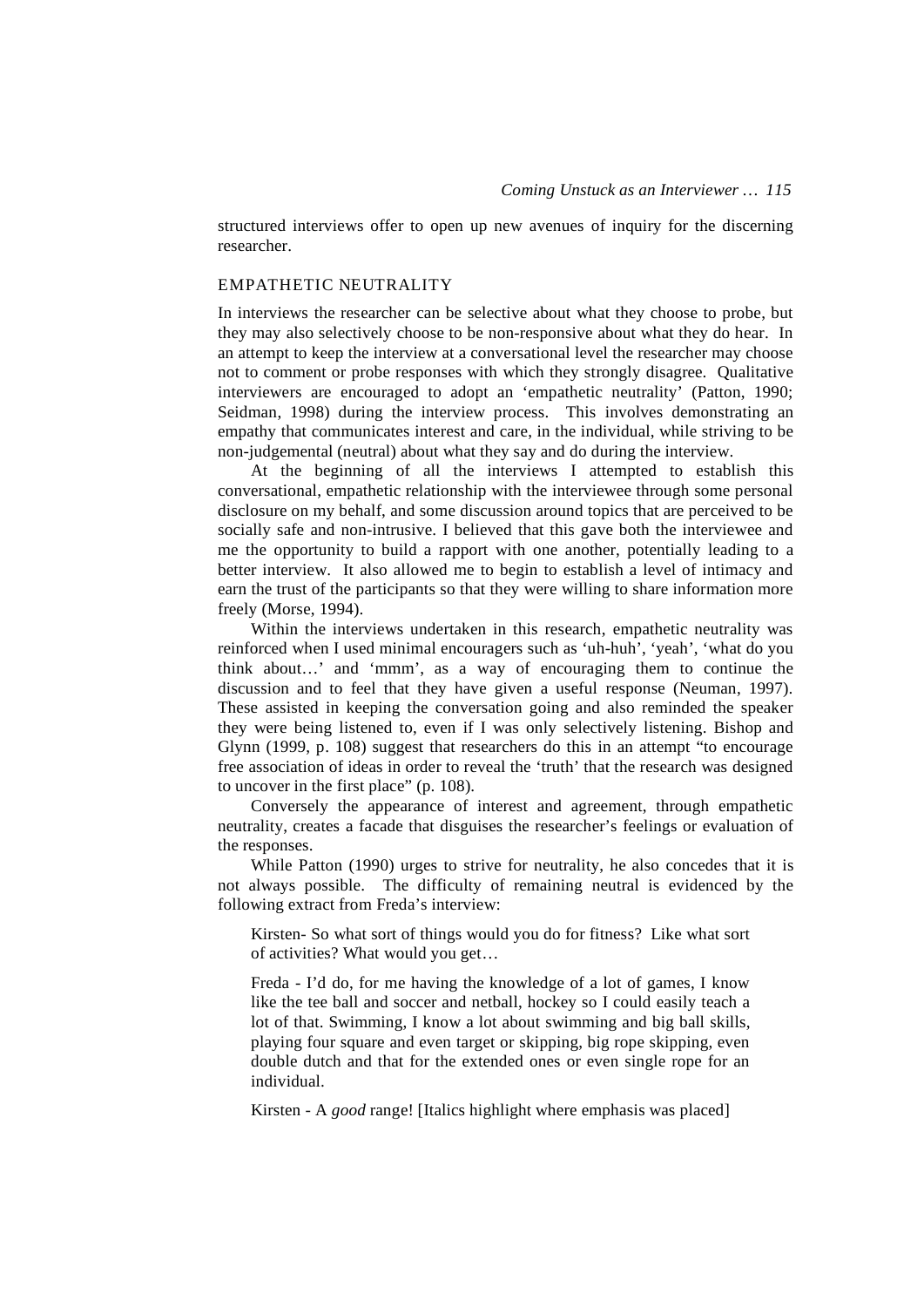structured interviews offer to open up new avenues of inquiry for the discerning researcher.

## EMPATHETIC NEUTRALITY

In interviews the researcher can be selective about what they choose to probe, but they may also selectively choose to be non-responsive about what they do hear. In an attempt to keep the interview at a conversational level the researcher may choose not to comment or probe responses with which they strongly disagree. Qualitative interviewers are encouraged to adopt an 'empathetic neutrality' (Patton, 1990; Seidman, 1998) during the interview process. This involves demonstrating an empathy that communicates interest and care, in the individual, while striving to be non-judgemental (neutral) about what they say and do during the interview.

At the beginning of all the interviews I attempted to establish this conversational, empathetic relationship with the interviewee through some personal disclosure on my behalf, and some discussion around topics that are perceived to be socially safe and non-intrusive. I believed that this gave both the interviewee and me the opportunity to build a rapport with one another, potentially leading to a better interview. It also allowed me to begin to establish a level of intimacy and earn the trust of the participants so that they were willing to share information more freely (Morse, 1994).

Within the interviews undertaken in this research, empathetic neutrality was reinforced when I used minimal encouragers such as 'uh-huh', 'yeah', 'what do you think about…' and 'mmm', as a way of encouraging them to continue the discussion and to feel that they have given a useful response (Neuman, 1997). These assisted in keeping the conversation going and also reminded the speaker they were being listened to, even if I was only selectively listening. Bishop and Glynn (1999, p. 108) suggest that researchers do this in an attempt "to encourage free association of ideas in order to reveal the 'truth' that the research was designed to uncover in the first place" (p. 108).

Conversely the appearance of interest and agreement, through empathetic neutrality, creates a facade that disguises the researcher's feelings or evaluation of the responses.

While Patton (1990) urges to strive for neutrality, he also concedes that it is not always possible. The difficulty of remaining neutral is evidenced by the following extract from Freda's interview:

> Kirsten- So what sort of things would you do for fitness? Like what sort of activities? What would you get…
>
> Freda - I'd do, for me having the knowledge of a lot of games, I know like the tee ball and soccer and netball, hockey so I could easily teach a lot of that. Swimming, I know a lot about swimming and big ball skills, playing four square and even target or skipping, big rope skipping, even double dutch and that for the extended ones or even single rope for an individual.
>
> Kirsten - A *good* range! [Italics highlight where emphasis was placed]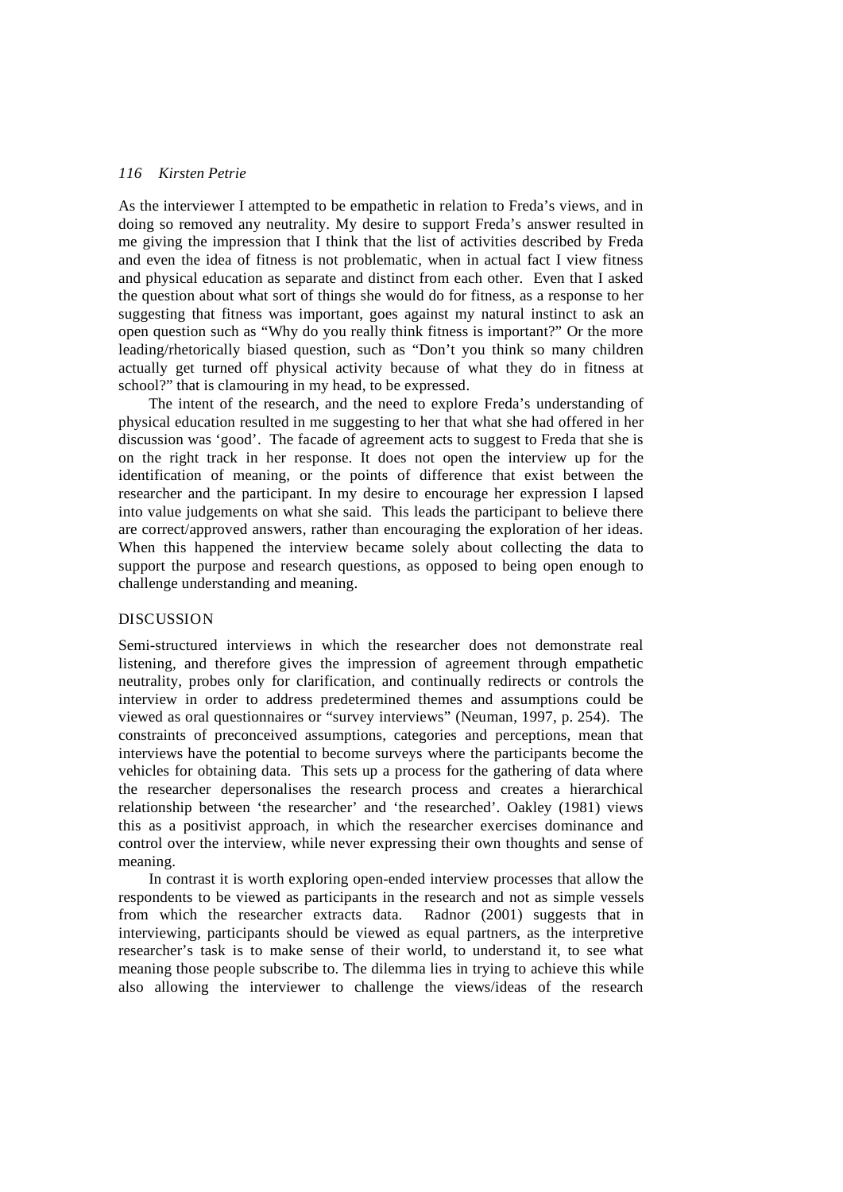As the interviewer I attempted to be empathetic in relation to Freda's views, and in doing so removed any neutrality. My desire to support Freda's answer resulted in me giving the impression that I think that the list of activities described by Freda and even the idea of fitness is not problematic, when in actual fact I view fitness and physical education as separate and distinct from each other. Even that I asked the question about what sort of things she would do for fitness, as a response to her suggesting that fitness was important, goes against my natural instinct to ask an open question such as "Why do you really think fitness is important?" Or the more leading/rhetorically biased question, such as "Don't you think so many children actually get turned off physical activity because of what they do in fitness at school?" that is clamouring in my head, to be expressed.

The intent of the research, and the need to explore Freda's understanding of physical education resulted in me suggesting to her that what she had offered in her discussion was 'good'. The facade of agreement acts to suggest to Freda that she is on the right track in her response. It does not open the interview up for the identification of meaning, or the points of difference that exist between the researcher and the participant. In my desire to encourage her expression I lapsed into value judgements on what she said. This leads the participant to believe there are correct/approved answers, rather than encouraging the exploration of her ideas. When this happened the interview became solely about collecting the data to support the purpose and research questions, as opposed to being open enough to challenge understanding and meaning.

## DISCUSSION

Semi-structured interviews in which the researcher does not demonstrate real listening, and therefore gives the impression of agreement through empathetic neutrality, probes only for clarification, and continually redirects or controls the interview in order to address predetermined themes and assumptions could be viewed as oral questionnaires or "survey interviews" (Neuman, 1997, p. 254). The constraints of preconceived assumptions, categories and perceptions, mean that interviews have the potential to become surveys where the participants become the vehicles for obtaining data. This sets up a process for the gathering of data where the researcher depersonalises the research process and creates a hierarchical relationship between 'the researcher' and 'the researched'. Oakley (1981) views this as a positivist approach, in which the researcher exercises dominance and control over the interview, while never expressing their own thoughts and sense of meaning.

In contrast it is worth exploring open-ended interview processes that allow the respondents to be viewed as participants in the research and not as simple vessels from which the researcher extracts data. Radnor (2001) suggests that in interviewing, participants should be viewed as equal partners, as the interpretive researcher's task is to make sense of their world, to understand it, to see what meaning those people subscribe to. The dilemma lies in trying to achieve this while also allowing the interviewer to challenge the views/ideas of the research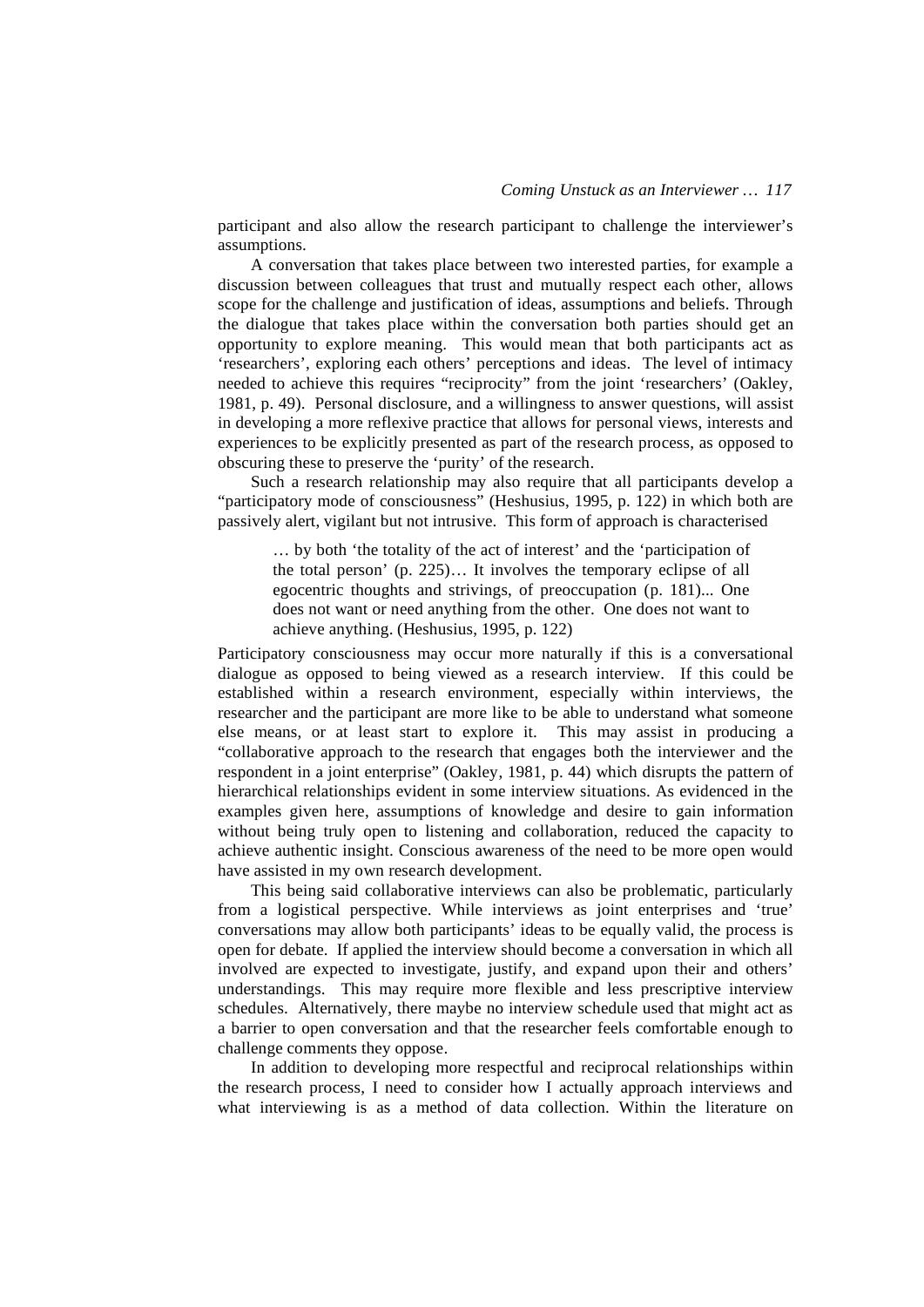participant and also allow the research participant to challenge the interviewer's assumptions.

A conversation that takes place between two interested parties, for example a discussion between colleagues that trust and mutually respect each other, allows scope for the challenge and justification of ideas, assumptions and beliefs. Through the dialogue that takes place within the conversation both parties should get an opportunity to explore meaning. This would mean that both participants act as 'researchers', exploring each others' perceptions and ideas. The level of intimacy needed to achieve this requires "reciprocity" from the joint 'researchers' (Oakley, 1981, p. 49). Personal disclosure, and a willingness to answer questions, will assist in developing a more reflexive practice that allows for personal views, interests and experiences to be explicitly presented as part of the research process, as opposed to obscuring these to preserve the 'purity' of the research.

Such a research relationship may also require that all participants develop a "participatory mode of consciousness" (Heshusius, 1995, p. 122) in which both are passively alert, vigilant but not intrusive. This form of approach is characterised

> … by both 'the totality of the act of interest' and the 'participation of the total person' (p. 225)… It involves the temporary eclipse of all egocentric thoughts and strivings, of preoccupation (p. 181)... One does not want or need anything from the other. One does not want to achieve anything. (Heshusius, 1995, p. 122)

Participatory consciousness may occur more naturally if this is a conversational dialogue as opposed to being viewed as a research interview. If this could be established within a research environment, especially within interviews, the researcher and the participant are more like to be able to understand what someone else means, or at least start to explore it. This may assist in producing a "collaborative approach to the research that engages both the interviewer and the respondent in a joint enterprise" (Oakley, 1981, p. 44) which disrupts the pattern of hierarchical relationships evident in some interview situations. As evidenced in the examples given here, assumptions of knowledge and desire to gain information without being truly open to listening and collaboration, reduced the capacity to achieve authentic insight. Conscious awareness of the need to be more open would have assisted in my own research development.

This being said collaborative interviews can also be problematic, particularly from a logistical perspective. While interviews as joint enterprises and 'true' conversations may allow both participants' ideas to be equally valid, the process is open for debate. If applied the interview should become a conversation in which all involved are expected to investigate, justify, and expand upon their and others' understandings. This may require more flexible and less prescriptive interview schedules. Alternatively, there maybe no interview schedule used that might act as a barrier to open conversation and that the researcher feels comfortable enough to challenge comments they oppose.

In addition to developing more respectful and reciprocal relationships within the research process, I need to consider how I actually approach interviews and what interviewing is as a method of data collection. Within the literature on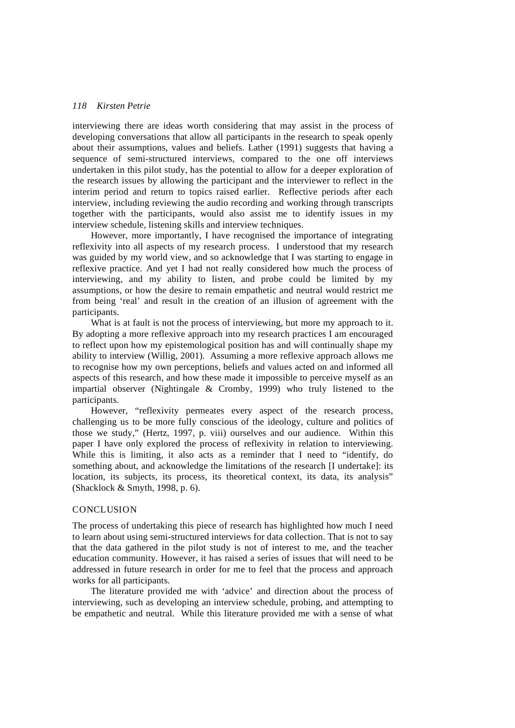interviewing there are ideas worth considering that may assist in the process of developing conversations that allow all participants in the research to speak openly about their assumptions, values and beliefs. Lather (1991) suggests that having a sequence of semi-structured interviews, compared to the one off interviews undertaken in this pilot study, has the potential to allow for a deeper exploration of the research issues by allowing the participant and the interviewer to reflect in the interim period and return to topics raised earlier. Reflective periods after each interview, including reviewing the audio recording and working through transcripts together with the participants, would also assist me to identify issues in my interview schedule, listening skills and interview techniques.

However, more importantly, I have recognised the importance of integrating reflexivity into all aspects of my research process. I understood that my research was guided by my world view, and so acknowledge that I was starting to engage in reflexive practice. And yet I had not really considered how much the process of interviewing, and my ability to listen, and probe could be limited by my assumptions, or how the desire to remain empathetic and neutral would restrict me from being 'real' and result in the creation of an illusion of agreement with the participants.

What is at fault is not the process of interviewing, but more my approach to it. By adopting a more reflexive approach into my research practices I am encouraged to reflect upon how my epistemological position has and will continually shape my ability to interview (Willig, 2001). Assuming a more reflexive approach allows me to recognise how my own perceptions, beliefs and values acted on and informed all aspects of this research, and how these made it impossible to perceive myself as an impartial observer (Nightingale & Cromby, 1999) who truly listened to the participants.

However, "reflexivity permeates every aspect of the research process, challenging us to be more fully conscious of the ideology, culture and politics of those we study," (Hertz, 1997, p. viii) ourselves and our audience. Within this paper I have only explored the process of reflexivity in relation to interviewing. While this is limiting, it also acts as a reminder that I need to "identify, do something about, and acknowledge the limitations of the research [I undertake]: its location, its subjects, its process, its theoretical context, its data, its analysis" (Shacklock & Smyth, 1998, p. 6).

## CONCLUSION

The process of undertaking this piece of research has highlighted how much I need to learn about using semi-structured interviews for data collection. That is not to say that the data gathered in the pilot study is not of interest to me, and the teacher education community. However, it has raised a series of issues that will need to be addressed in future research in order for me to feel that the process and approach works for all participants.

The literature provided me with 'advice' and direction about the process of interviewing, such as developing an interview schedule, probing, and attempting to be empathetic and neutral. While this literature provided me with a sense of what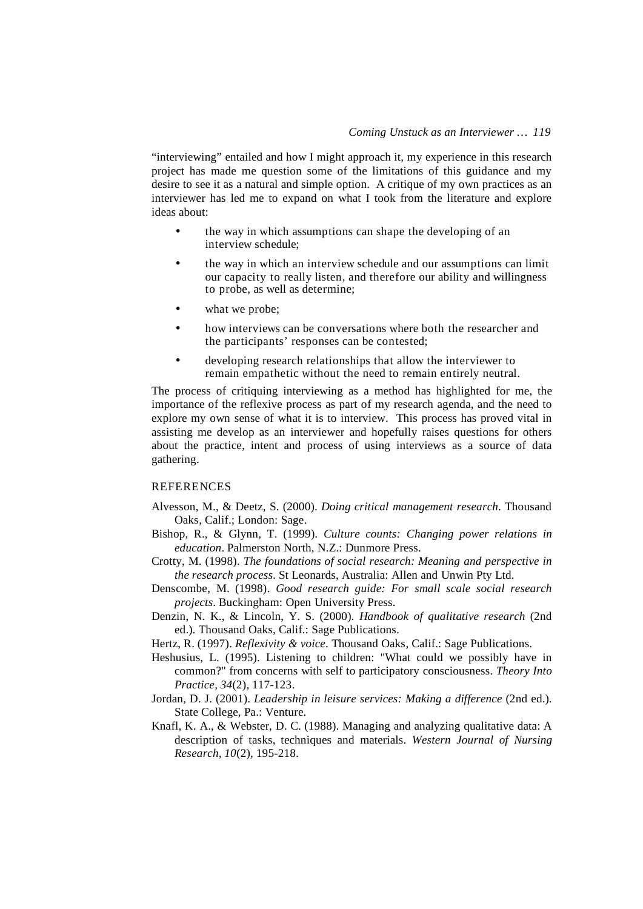"interviewing" entailed and how I might approach it, my experience in this research project has made me question some of the limitations of this guidance and my desire to see it as a natural and simple option. A critique of my own practices as an interviewer has led me to expand on what I took from the literature and explore ideas about:

- the way in which assumptions can shape the developing of an interview schedule;
- the way in which an interview schedule and our assumptions can limit our capacity to really listen, and therefore our ability and willingness to probe, as well as determine;
- what we probe;
- how interviews can be conversations where both the researcher and the participants' responses can be contested;
- developing research relationships that allow the interviewer to remain empathetic without the need to remain entirely neutral.

The process of critiquing interviewing as a method has highlighted for me, the importance of the reflexive process as part of my research agenda, and the need to explore my own sense of what it is to interview. This process has proved vital in assisting me develop as an interviewer and hopefully raises questions for others about the practice, intent and process of using interviews as a source of data gathering.

## REFERENCES

Alvesson, M., & Deetz, S. (2000). *Doing critical management research*. Thousand Oaks, Calif.; London: Sage.

Bishop, R., & Glynn, T. (1999). *Culture counts: Changing power relations in education*. Palmerston North, N.Z.: Dunmore Press.

Crotty, M. (1998). *The foundations of social research: Meaning and perspective in the research process*. St Leonards, Australia: Allen and Unwin Pty Ltd.

Denscombe, M. (1998). *Good research guide: For small scale social research projects*. Buckingham: Open University Press.

Denzin, N. K., & Lincoln, Y. S. (2000). *Handbook of qualitative research* (2nd ed.). Thousand Oaks, Calif.: Sage Publications.

Hertz, R. (1997). *Reflexivity & voice*. Thousand Oaks, Calif.: Sage Publications.

Heshusius, L. (1995). Listening to children: "What could we possibly have in common?" from concerns with self to participatory consciousness. *Theory Into Practice, 34*(2), 117-123.

Jordan, D. J. (2001). *Leadership in leisure services: Making a difference* (2nd ed.). State College, Pa.: Venture.

Knafl, K. A., & Webster, D. C. (1988). Managing and analyzing qualitative data: A description of tasks, techniques and materials. *Western Journal of Nursing Research, 10*(2), 195-218.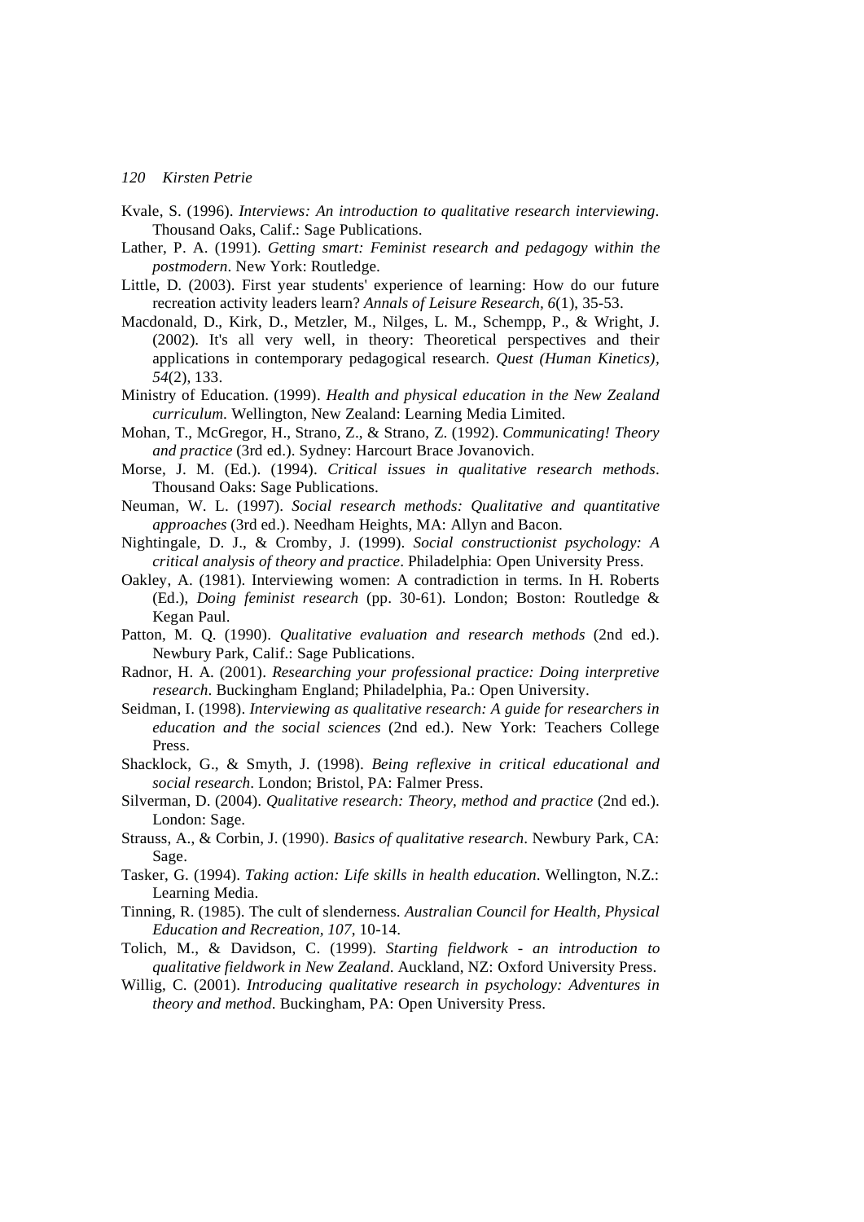Kvale, S. (1996). *Interviews: An introduction to qualitative research interviewing*. Thousand Oaks, Calif.: Sage Publications.

Lather, P. A. (1991). *Getting smart: Feminist research and pedagogy within the postmodern*. New York: Routledge.

Little, D. (2003). First year students' experience of learning: How do our future recreation activity leaders learn? *Annals of Leisure Research, 6*(1), 35-53.

Macdonald, D., Kirk, D., Metzler, M., Nilges, L. M., Schempp, P., & Wright, J. (2002). It's all very well, in theory: Theoretical perspectives and their applications in contemporary pedagogical research. *Quest (Human Kinetics), 54*(2), 133.

Ministry of Education. (1999). *Health and physical education in the New Zealand curriculum*. Wellington, New Zealand: Learning Media Limited.

Mohan, T., McGregor, H., Strano, Z., & Strano, Z. (1992). *Communicating! Theory and practice* (3rd ed.). Sydney: Harcourt Brace Jovanovich.

Morse, J. M. (Ed.). (1994). *Critical issues in qualitative research methods*. Thousand Oaks: Sage Publications.

Neuman, W. L. (1997). *Social research methods: Qualitative and quantitative approaches* (3rd ed.). Needham Heights, MA: Allyn and Bacon.

Nightingale, D. J., & Cromby, J. (1999). *Social constructionist psychology: A critical analysis of theory and practice*. Philadelphia: Open University Press.

Oakley, A. (1981). Interviewing women: A contradiction in terms. In H. Roberts (Ed.), *Doing feminist research* (pp. 30-61). London; Boston: Routledge & Kegan Paul.

Patton, M. Q. (1990). *Qualitative evaluation and research methods* (2nd ed.). Newbury Park, Calif.: Sage Publications.

Radnor, H. A. (2001). *Researching your professional practice: Doing interpretive research*. Buckingham England; Philadelphia, Pa.: Open University.

Seidman, I. (1998). *Interviewing as qualitative research: A guide for researchers in education and the social sciences* (2nd ed.). New York: Teachers College Press.

Shacklock, G., & Smyth, J. (1998). *Being reflexive in critical educational and social research*. London; Bristol, PA: Falmer Press.

Silverman, D. (2004). *Qualitative research: Theory, method and practice* (2nd ed.). London: Sage.

Strauss, A., & Corbin, J. (1990). *Basics of qualitative research*. Newbury Park, CA: Sage.

Tasker, G. (1994). *Taking action: Life skills in health education*. Wellington, N.Z.: Learning Media.

Tinning, R. (1985). The cult of slenderness. *Australian Council for Health, Physical Education and Recreation, 107*, 10-14.

Tolich, M., & Davidson, C. (1999). *Starting fieldwork - an introduction to qualitative fieldwork in New Zealand*. Auckland, NZ: Oxford University Press.

Willig, C. (2001). *Introducing qualitative research in psychology: Adventures in theory and method*. Buckingham, PA: Open University Press.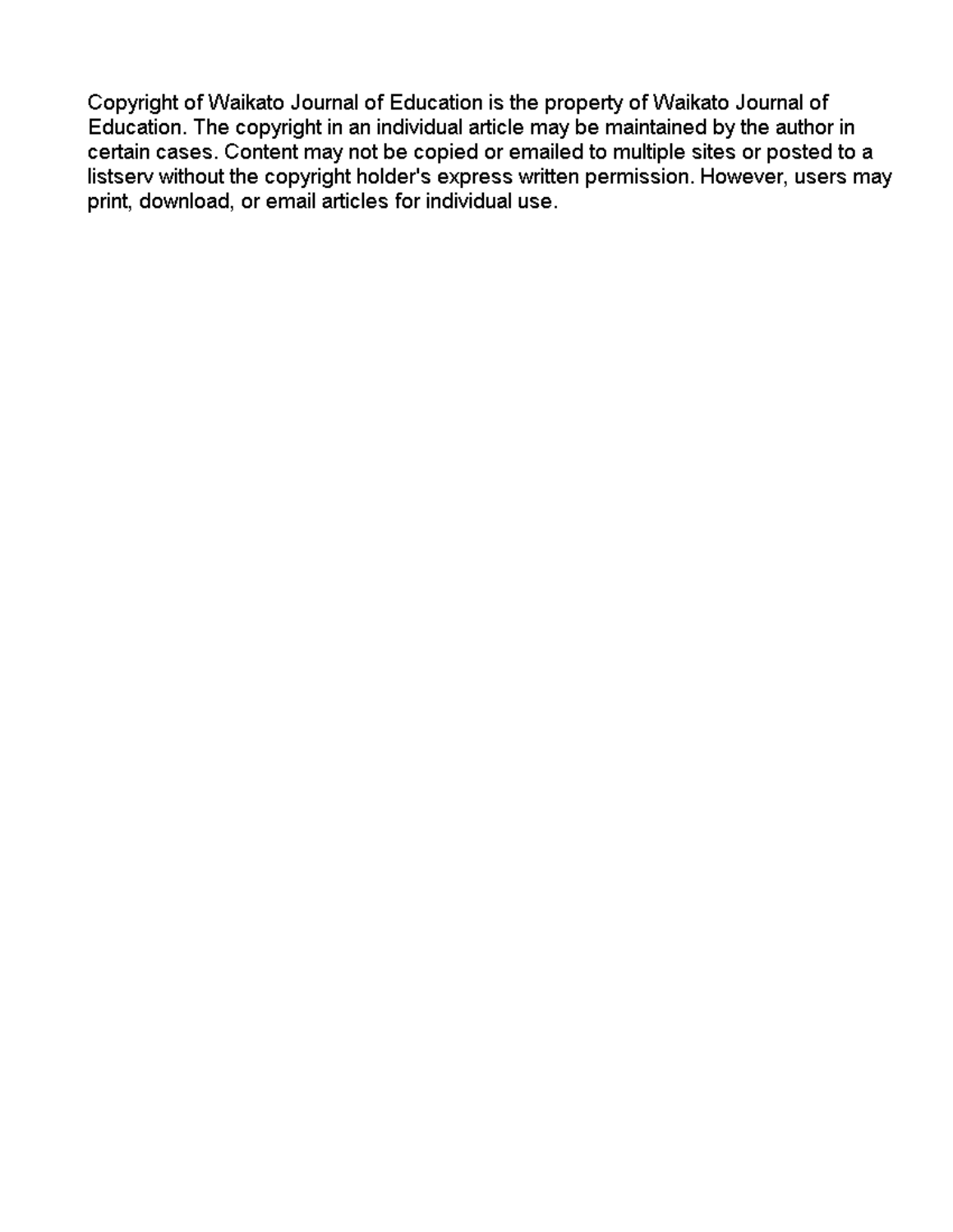Copyright of Waikato Journal of Education is the property of Waikato Journal of Education. The copyright in an individual article may be maintained by the author in certain cases. Content may not be copied or emailed to multiple sites or posted to a listserv without the copyright holder's express written permission. However, users may print, download, or email articles for individual use.